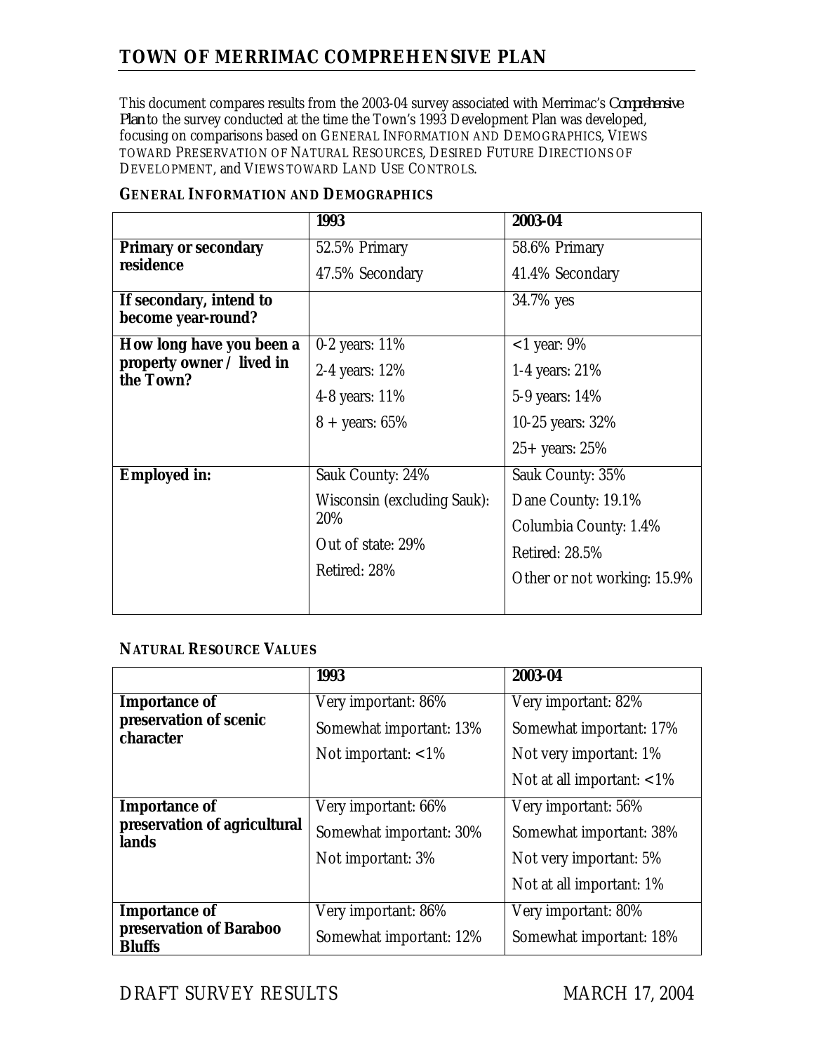# TOWN OF MERRIMAC COMPREHENSIVE PLAN

This document compares results from the 2003-04 survey associated with Merrimac's *Comprehensive Plan* to the survey conducted at the time the Town's 1993 Development Plan was developed, focusing on comparisons based on GENERAL INFORMATION AND DEMOGRAPHICS, VIEWS TOWARD PRESERVATION OF NATURAL RESOURCES, DESIRED FUTURE DIRECTIONS OF DEVELOPMENT, and VIEWS TOWARD LAND USE CONTROLS.

## GENERAL INFORMATION AND DEMOGRAPHICS

| | 1993 | 2003-04 |
|---|---|---|
| **Primary or secondary residence** | 52.5% Primary<br>47.5% Secondary | 58.6% Primary<br>41.4% Secondary |
| **If secondary, intend to become year-round?** | | 34.7% yes |
| **How long have you been a property owner / lived in the Town?** | 0-2 years: 11%<br>2-4 years: 12%<br>4-8 years: 11%<br>8 + years: 65% | <1 year: 9%<br>1-4 years: 21%<br>5-9 years: 14%<br>10-25 years: 32%<br>25+ years: 25% |
| **Employed in:** | Sauk County: 24%<br>Wisconsin (excluding Sauk): 20%<br>Out of state: 29%<br>Retired: 28% | Sauk County: 35%<br>Dane County: 19.1%<br>Columbia County: 1.4%<br>Retired: 28.5%<br>Other or not working: 15.9% |

## NATURAL RESOURCE VALUES

| | 1993 | 2003-04 |
|---|---|---|
| **Importance of preservation of scenic character** | Very important: 86%<br>Somewhat important: 13%<br>Not important: <1% | Very important: 82%<br>Somewhat important: 17%<br>Not very important: 1%<br>Not at all important: <1% |
| **Importance of preservation of agricultural lands** | Very important: 66%<br>Somewhat important: 30%<br>Not important: 3% | Very important: 56%<br>Somewhat important: 38%<br>Not very important: 5%<br>Not at all important: 1% |
| **Importance of preservation of Baraboo Bluffs** | Very important: 86%<br>Somewhat important: 12% | Very important: 80%<br>Somewhat important: 18% |

DRAFT SURVEY RESULTS MARCH 17, 2004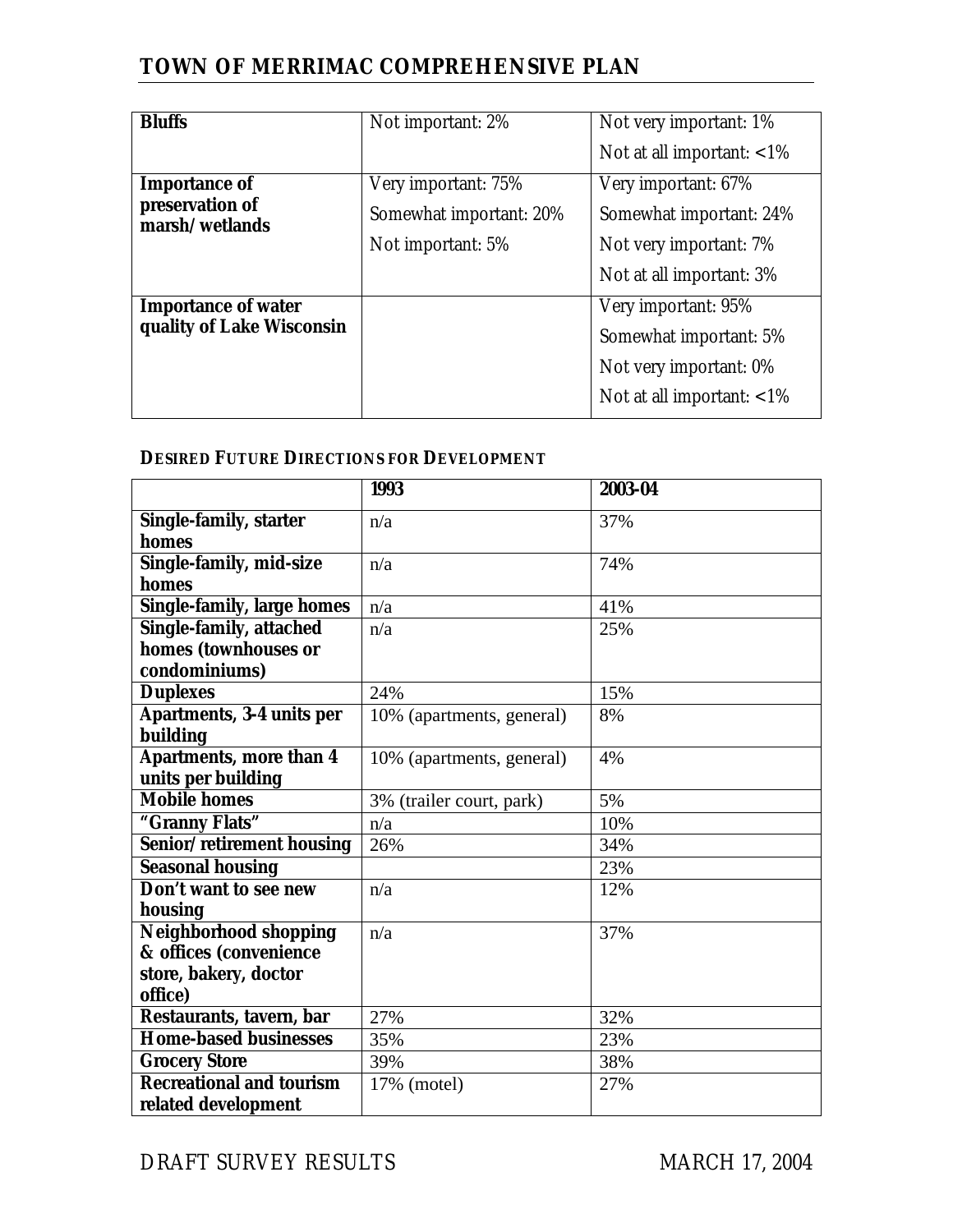| | | |
|---|---|---|
| **Bluffs** | Not important: 2% | Not very important: 1%<br>Not at all important: <1% |
| **Importance of preservation of marsh/wetlands** | Very important: 75%<br>Somewhat important: 20%<br>Not important: 5% | Very important: 67%<br>Somewhat important: 24%<br>Not very important: 7%<br>Not at all important: 3% |
| **Importance of water quality of Lake Wisconsin** | | Very important: 95%<br>Somewhat important: 5%<br>Not very important: 0%<br>Not at all important: <1% |

#### DESIRED FUTURE DIRECTIONS FOR DEVELOPMENT

| | **1993** | **2003-04** |
|---|---|---|
| **Single-family, starter homes** | n/a | 37% |
| **Single-family, mid-size homes** | n/a | 74% |
| **Single-family, large homes** | n/a | 41% |
| **Single-family, attached homes (townhouses or condominiums)** | n/a | 25% |
| **Duplexes** | 24% | 15% |
| **Apartments, 3-4 units per building** | 10% (apartments, general) | 8% |
| **Apartments, more than 4 units per building** | 10% (apartments, general) | 4% |
| **Mobile homes** | 3% (trailer court, park) | 5% |
| **"Granny Flats"** | n/a | 10% |
| **Senior/retirement housing** | 26% | 34% |
| **Seasonal housing** | | 23% |
| **Don't want to see new housing** | n/a | 12% |
| **Neighborhood shopping & offices (convenience store, bakery, doctor office)** | n/a | 37% |
| **Restaurants, tavern, bar** | 27% | 32% |
| **Home-based businesses** | 35% | 23% |
| **Grocery Store** | 39% | 38% |
| **Recreational and tourism related development** | 17% (motel) | 27% |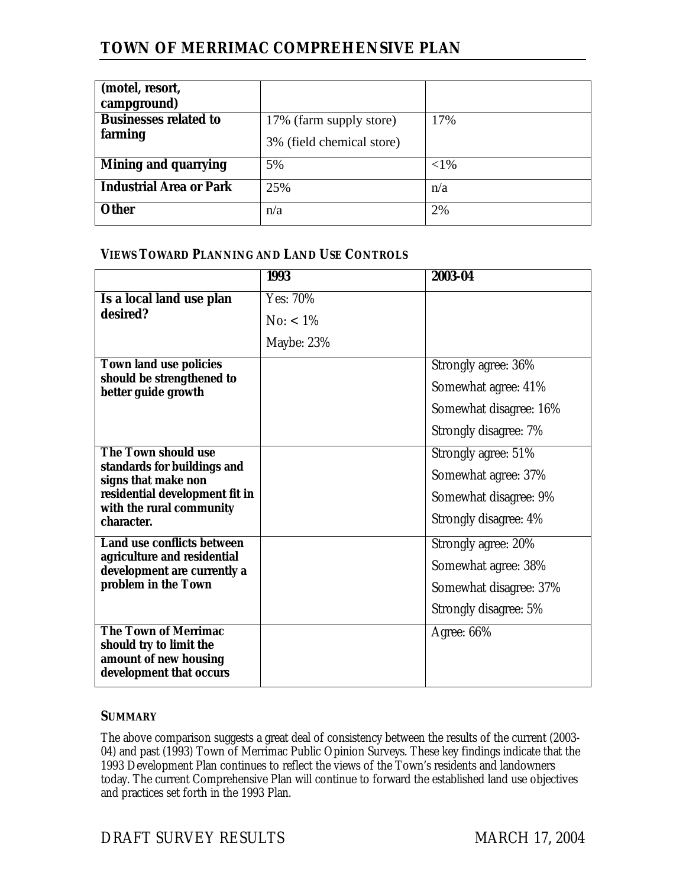| | | |
|---|---|---|
| (motel, resort, campground) | | |
| **Businesses related to farming** | 17% (farm supply store)<br>3% (field chemical store) | 17% |
| **Mining and quarrying** | 5% | <1% |
| **Industrial Area or Park** | 25% | n/a |
| **Other** | n/a | 2% |

### VIEWS TOWARD PLANNING AND LAND USE CONTROLS

| | 1993 | 2003-04 |
|---|---|---|
| **Is a local land use plan desired?** | Yes: 70%<br>No: < 1%<br>Maybe: 23% | |
| **Town land use policies should be strengthened to better guide growth** | | Strongly agree: 36%<br>Somewhat agree: 41%<br>Somewhat disagree: 16%<br>Strongly disagree: 7% |
| **The Town should use standards for buildings and signs that make non residential development fit in with the rural community character.** | | Strongly agree: 51%<br>Somewhat agree: 37%<br>Somewhat disagree: 9%<br>Strongly disagree: 4% |
| **Land use conflicts between agriculture and residential development are currently a problem in the Town** | | Strongly agree: 20%<br>Somewhat agree: 38%<br>Somewhat disagree: 37%<br>Strongly disagree: 5% |
| **The Town of Merrimac should try to limit the amount of new housing development that occurs** | | Agree: 66% |

### SUMMARY

The above comparison suggests a great deal of consistency between the results of the current (2003-04) and past (1993) Town of Merrimac Public Opinion Surveys. These key findings indicate that the 1993 Development Plan continues to reflect the views of the Town's residents and landowners today. The current Comprehensive Plan will continue to forward the established land use objectives and practices set forth in the 1993 Plan.